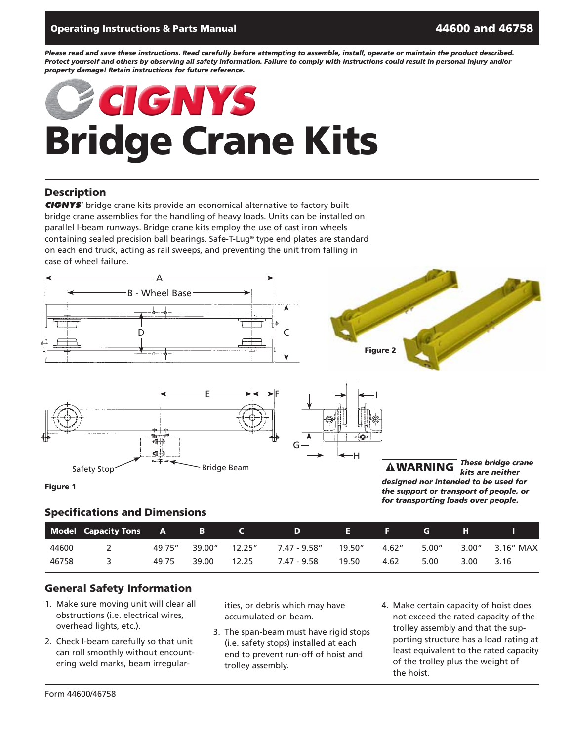*Please read and save these instructions. Read carefully before attempting to assemble, install, operate or maintain the product described. Protect yourself and others by observing all safety information. Failure to comply with instructions could result in personal injury and/or property damage! Retain instructions for future reference.*

# CIGNYS Bridge Crane Kits

## Description

***CIGNYS'*** bridge crane kits provide an economical alternative to factory built bridge crane assemblies for the handling of heavy loads. Units can be installed on parallel I-beam runways. Bridge crane kits employ the use of cast iron wheels containing sealed precision ball bearings. Safe-T-Lug® type end plates are standard on each end truck, acting as rail sweeps, and preventing the unit from falling in case of wheel failure.

Figure 1

Figure 2

**⚠WARNING** ***These bridge crane kits are neither designed nor intended to be used for the support or transport of people, or for transporting loads over people.***

## Specifications and Dimensions

| Model | Capacity Tons | A | B | C | D | E | F | G | H | I |
|---|---|---|---|---|---|---|---|---|---|---|
| 44600 | 2 | 49.75″ | 39.00″ | 12.25″ | 7.47 - 9.58″ | 19.50″ | 4.62″ | 5.00″ | 3.00″ | 3.16″ MAX |
| 46758 | 3 | 49.75 | 39.00 | 12.25 | 7.47 - 9.58 | 19.50 | 4.62 | 5.00 | 3.00 | 3.16 |

## General Safety Information

1. Make sure moving unit will clear all obstructions (i.e. electrical wires, overhead lights, etc.).
2. Check I-beam carefully so that unit can roll smoothly without encountering weld marks, beam irregularities, or debris which may have accumulated on beam.
3. The span-beam must have rigid stops (i.e. safety stops) installed at each end to prevent run-off of hoist and trolley assembly.
4. Make certain capacity of hoist does not exceed the rated capacity of the trolley assembly and that the supporting structure has a load rating at least equivalent to the rated capacity of the trolley plus the weight of the hoist.

Form 44600/46758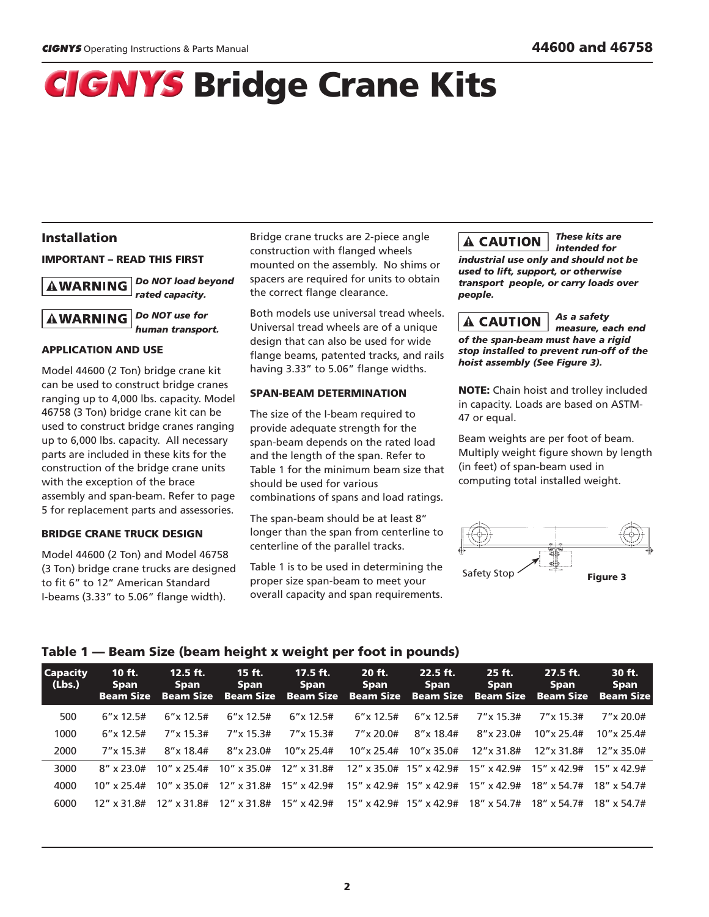# CIGNYS Bridge Crane Kits

## Installation

### IMPORTANT – READ THIS FIRST

**⚠WARNING** ***Do NOT load beyond rated capacity.***

**⚠WARNING** ***Do NOT use for human transport.***

### APPLICATION AND USE

Model 44600 (2 Ton) bridge crane kit can be used to construct bridge cranes ranging up to 4,000 lbs. capacity. Model 46758 (3 Ton) bridge crane kit can be used to construct bridge cranes ranging up to 6,000 lbs. capacity. All necessary parts are included in these kits for the construction of the bridge crane units with the exception of the brace assembly and span-beam. Refer to page 5 for replacement parts and assessories.

### BRIDGE CRANE TRUCK DESIGN

Model 44600 (2 Ton) and Model 46758 (3 Ton) bridge crane trucks are designed to fit 6" to 12" American Standard I-beams (3.33" to 5.06" flange width).

Bridge crane trucks are 2-piece angle construction with flanged wheels mounted on the assembly. No shims or spacers are required for units to obtain the correct flange clearance.

Both models use universal tread wheels. Universal tread wheels are of a unique design that can also be used for wide flange beams, patented tracks, and rails having 3.33" to 5.06" flange widths.

### SPAN-BEAM DETERMINATION

The size of the I-beam required to provide adequate strength for the span-beam depends on the rated load and the length of the span. Refer to Table 1 for the minimum beam size that should be used for various combinations of spans and load ratings.

The span-beam should be at least 8" longer than the span from centerline to centerline of the parallel tracks.

Table 1 is to be used in determining the proper size span-beam to meet your overall capacity and span requirements.

**⚠ CAUTION** ***These kits are intended for industrial use only and should not be used to lift, support, or otherwise transport people, or carry loads over people.***

**⚠ CAUTION** ***As a safety measure, each end of the span-beam must have a rigid stop installed to prevent run-off of the hoist assembly (See Figure 3).***

**NOTE:** Chain hoist and trolley included in capacity. Loads are based on ASTM-47 or equal.

Beam weights are per foot of beam. Multiply weight figure shown by length (in feet) of span-beam used in computing total installed weight.

Safety Stop

**Figure 3**

## Table 1 — Beam Size (beam height x weight per foot in pounds)

| Capacity (Lbs.) | 10 ft. Span Beam Size | 12.5 ft. Span Beam Size | 15 ft. Span Beam Size | 17.5 ft. Span Beam Size | 20 ft. Span Beam Size | 22.5 ft. Span Beam Size | 25 ft. Span Beam Size | 27.5 ft. Span Beam Size | 30 ft. Span Beam Size |
|---|---|---|---|---|---|---|---|---|---|
| 500 | 6"x 12.5# | 6"x 12.5# | 6"x 12.5# | 6"x 12.5# | 6"x 12.5# | 6"x 12.5# | 7"x 15.3# | 7"x 15.3# | 7"x 20.0# |
| 1000 | 6"x 12.5# | 7"x 15.3# | 7"x 15.3# | 7"x 15.3# | 7"x 20.0# | 8"x 18.4# | 8"x 23.0# | 10"x 25.4# | 10"x 25.4# |
| 2000 | 7"x 15.3# | 8"x 18.4# | 8"x 23.0# | 10"x 25.4# | 10"x 25.4# | 10"x 35.0# | 12"x 31.8# | 12"x 31.8# | 12"x 35.0# |
| 3000 | 8" x 23.0# | 10" x 25.4# | 10" x 35.0# | 12" x 31.8# | 12" x 35.0# | 15" x 42.9# | 15" x 42.9# | 15" x 42.9# | 15" x 42.9# |
| 4000 | 10" x 25.4# | 10" x 35.0# | 12" x 31.8# | 15" x 42.9# | 15" x 42.9# | 15" x 42.9# | 15" x 42.9# | 18" x 54.7# | 18" x 54.7# |
| 6000 | 12" x 31.8# | 12" x 31.8# | 12" x 31.8# | 15" x 42.9# | 15" x 42.9# | 15" x 42.9# | 18" x 54.7# | 18" x 54.7# | 18" x 54.7# |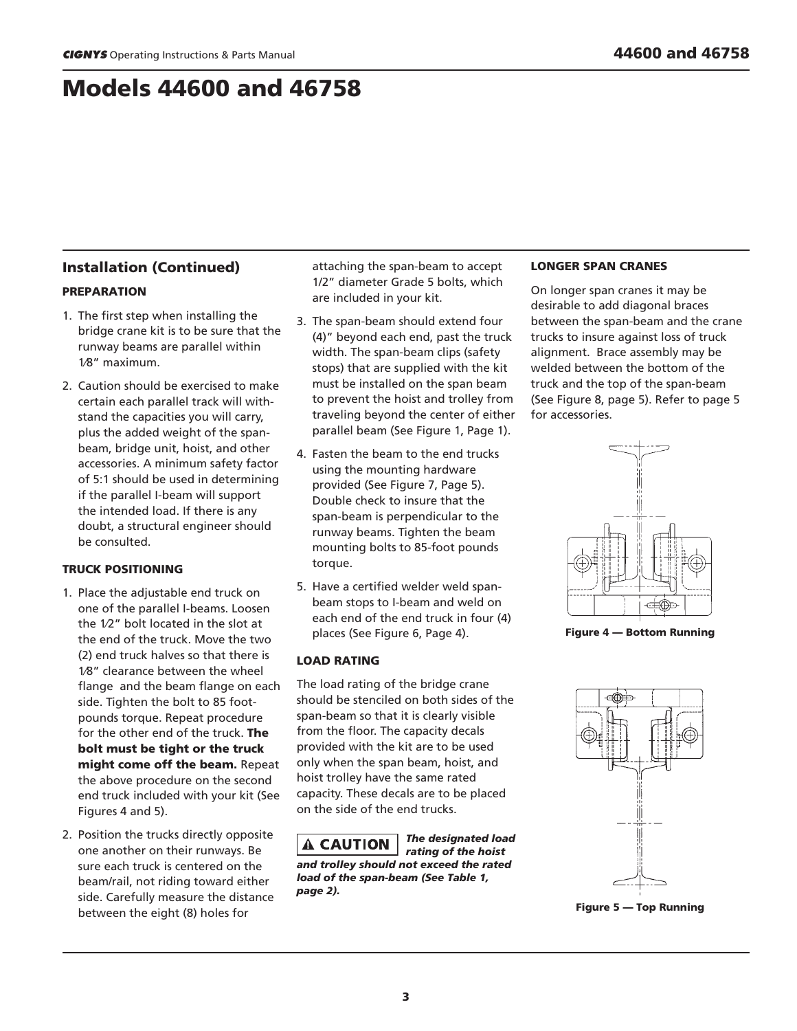# Models 44600 and 46758

## Installation (Continued)

### PREPARATION

1. The first step when installing the bridge crane kit is to be sure that the runway beams are parallel within 1⁄8" maximum.
2. Caution should be exercised to make certain each parallel track will withstand the capacities you will carry, plus the added weight of the span-beam, bridge unit, hoist, and other accessories. A minimum safety factor of 5:1 should be used in determining if the parallel I-beam will support the intended load. If there is any doubt, a structural engineer should be consulted.

### TRUCK POSITIONING

1. Place the adjustable end truck on one of the parallel I-beams. Loosen the 1⁄2" bolt located in the slot at the end of the truck. Move the two (2) end truck halves so that there is 1⁄8" clearance between the wheel flange and the beam flange on each side. Tighten the bolt to 85 foot-pounds torque. Repeat procedure for the other end of the truck. **The bolt must be tight or the truck might come off the beam.** Repeat the above procedure on the second end truck included with your kit (See Figures 4 and 5).
2. Position the trucks directly opposite one another on their runways. Be sure each truck is centered on the beam/rail, not riding toward either side. Carefully measure the distance between the eight (8) holes for attaching the span-beam to accept 1/2" diameter Grade 5 bolts, which are included in your kit.
3. The span-beam should extend four (4)" beyond each end, past the truck width. The span-beam clips (safety stops) that are supplied with the kit must be installed on the span beam to prevent the hoist and trolley from traveling beyond the center of either parallel beam (See Figure 1, Page 1).
4. Fasten the beam to the end trucks using the mounting hardware provided (See Figure 7, Page 5). Double check to insure that the span-beam is perpendicular to the runway beams. Tighten the beam mounting bolts to 85-foot pounds torque.
5. Have a certified welder weld span-beam stops to I-beam and weld on each end of the end truck in four (4) places (See Figure 6, Page 4).

### LOAD RATING

The load rating of the bridge crane should be stenciled on both sides of the span-beam so that it is clearly visible from the floor. The capacity decals provided with the kit are to be used only when the span beam, hoist, and hoist trolley have the same rated capacity. These decals are to be placed on the side of the end trucks.

**⚠ CAUTION** ***The designated load rating of the hoist and trolley should not exceed the rated load of the span-beam (See Table 1, page 2).***

### LONGER SPAN CRANES

On longer span cranes it may be desirable to add diagonal braces between the span-beam and the crane trucks to insure against loss of truck alignment. Brace assembly may be welded between the bottom of the truck and the top of the span-beam (See Figure 8, page 5). Refer to page 5 for accessories.

**Figure 4 — Bottom Running**

**Figure 5 — Top Running**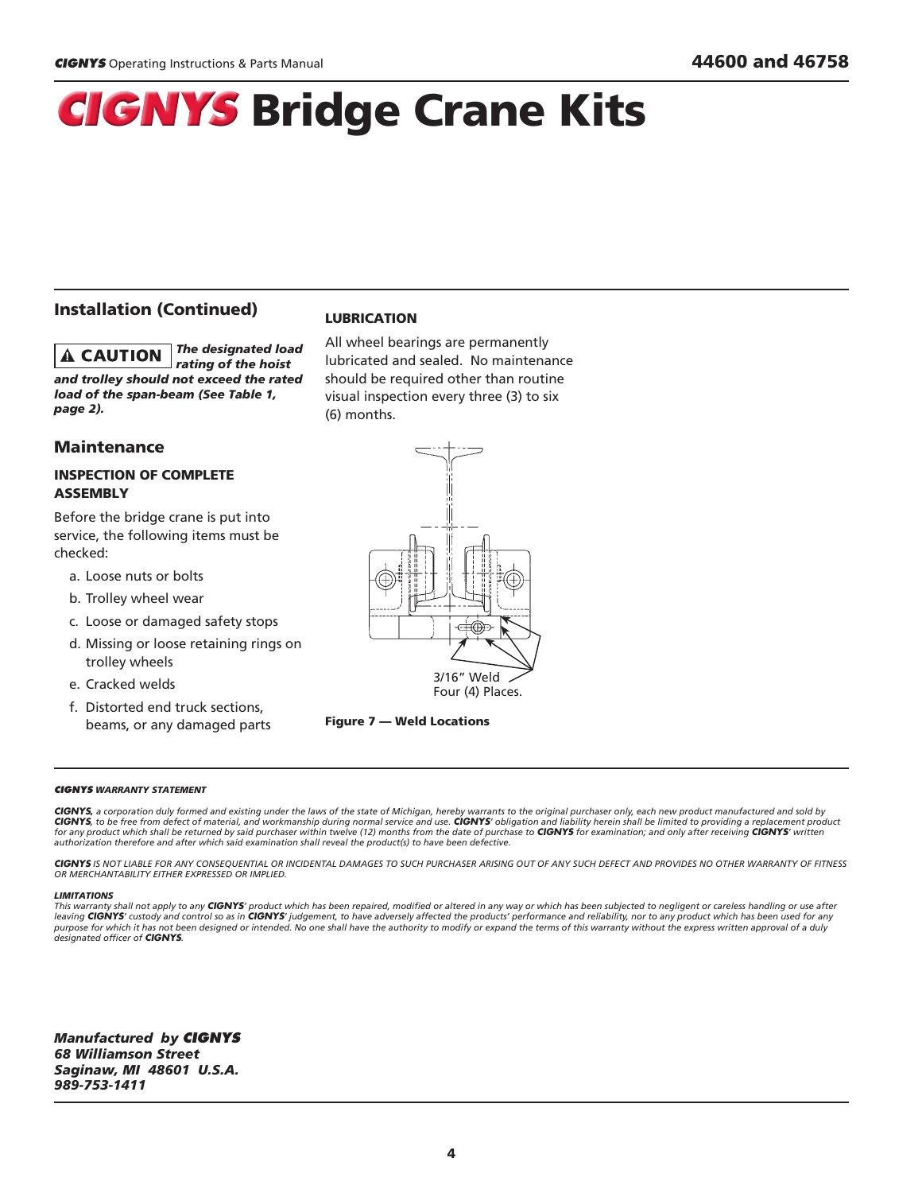# CIGNYS Bridge Crane Kits

## Installation (Continued)

**⚠ CAUTION** ***The designated load rating of the hoist and trolley should not exceed the rated load of the span-beam (See Table 1, page 2).***

## Maintenance

### INSPECTION OF COMPLETE ASSEMBLY

Before the bridge crane is put into service, the following items must be checked:

a. Loose nuts or bolts
b. Trolley wheel wear
c. Loose or damaged safety stops
d. Missing or loose retaining rings on trolley wheels
e. Cracked welds
f. Distorted end truck sections, beams, or any damaged parts

### LUBRICATION

All wheel bearings are permanently lubricated and sealed. No maintenance should be required other than routine visual inspection every three (3) to six (6) months.

3/16" Weld
Four (4) Places.

**Figure 7 — Weld Locations**

---

***CIGNYS WARRANTY STATEMENT***

***CIGNYS**, a corporation duly formed and existing under the laws of the state of Michigan, hereby warrants to the original purchaser only, each new product manufactured and sold by **CIGNYS**, to be free from defect of material, and workmanship during normal service and use. **CIGNYS**' obligation and liability herein shall be limited to providing a replacement product for any product which shall be returned by said purchaser within twelve (12) months from the date of purchase to **CIGNYS** for examination; and only after receiving **CIGNYS**' written authorization therefore and after which said examination shall reveal the product(s) to have been defective.*

***CIGNYS** IS NOT LIABLE FOR ANY CONSEQUENTIAL OR INCIDENTAL DAMAGES TO SUCH PURCHASER ARISING OUT OF ANY SUCH DEFECT AND PROVIDES NO OTHER WARRANTY OF FITNESS OR MERCHANTABILITY EITHER EXPRESSED OR IMPLIED.*

***LIMITATIONS***

*This warranty shall not apply to any **CIGNYS**' product which has been repaired, modified or altered in any way or which has been subjected to negligent or careless handling or use after leaving **CIGNYS**' custody and control so as in **CIGNYS**' judgement, to have adversely affected the products' performance and reliability, nor to any product which has been used for any purpose for which it has not been designed or intended. No one shall have the authority to modify or expand the terms of this warranty without the express written approval of a duly designated officer of **CIGNYS**.*

***Manufactured by CIGNYS***
***68 Williamson Street***
***Saginaw, MI 48601 U.S.A.***
***989-753-1411***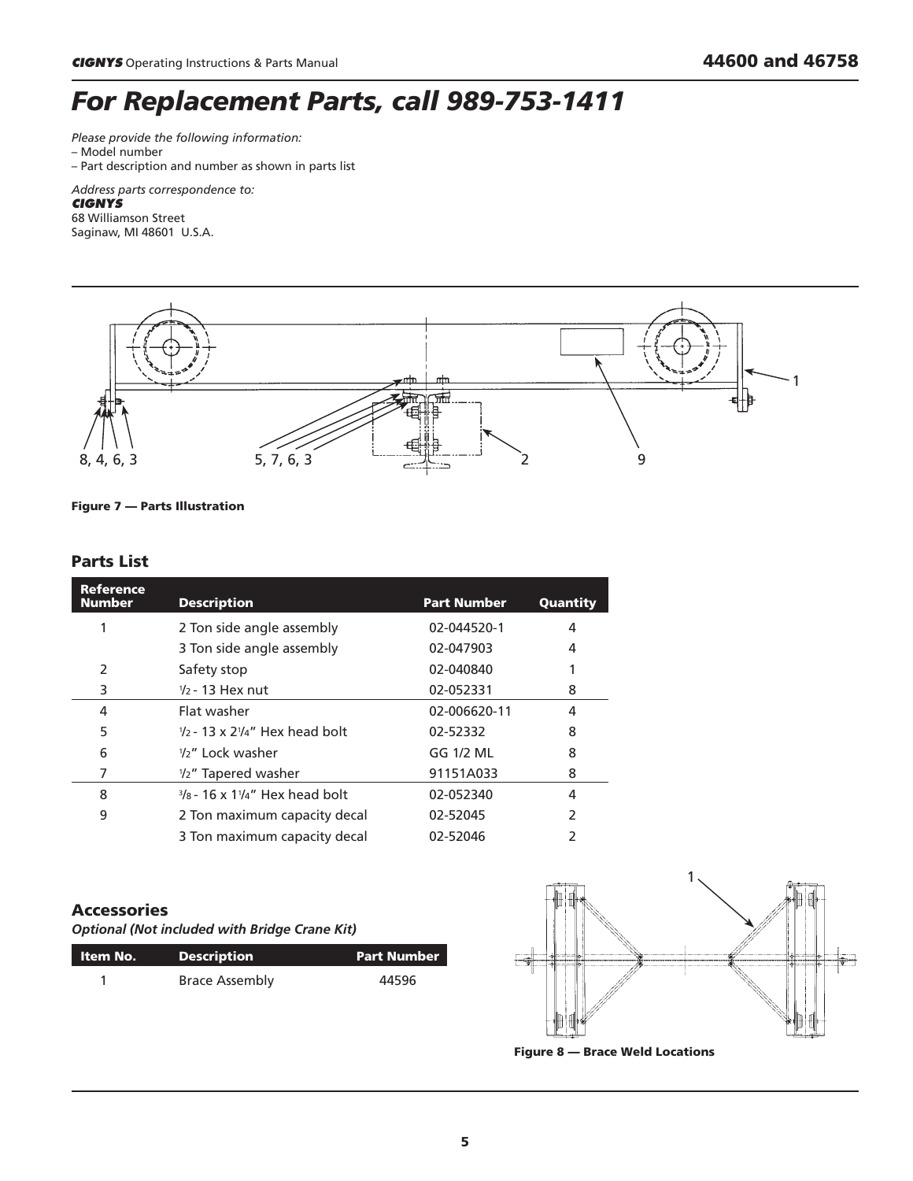# For Replacement Parts, call 989-753-1411

*Please provide the following information:*
– Model number
– Part description and number as shown in parts list

*Address parts correspondence to:*
***CIGNYS***
68 Williamson Street
Saginaw, MI 48601 U.S.A.

**Figure 7 — Parts Illustration**

## Parts List

| Reference Number | Description | Part Number | Quantity |
|---|---|---|---|
| 1 | 2 Ton side angle assembly | 02-044520-1 | 4 |
| | 3 Ton side angle assembly | 02-047903 | 4 |
| 2 | Safety stop | 02-040840 | 1 |
| 3 | 1/2 - 13 Hex nut | 02-052331 | 8 |
| 4 | Flat washer | 02-006620-11 | 4 |
| 5 | 1/2 - 13 x 2 1/4" Hex head bolt | 02-52332 | 8 |
| 6 | 1/2" Lock washer | GG 1/2 ML | 8 |
| 7 | 1/2" Tapered washer | 91151A033 | 8 |
| 8 | 3/8 - 16 x 1 1/4" Hex head bolt | 02-052340 | 4 |
| 9 | 2 Ton maximum capacity decal | 02-52045 | 2 |
| | 3 Ton maximum capacity decal | 02-52046 | 2 |

## Accessories

***Optional (Not included with Bridge Crane Kit)***

| Item No. | Description | Part Number |
|---|---|---|
| 1 | Brace Assembly | 44596 |

**Figure 8 — Brace Weld Locations**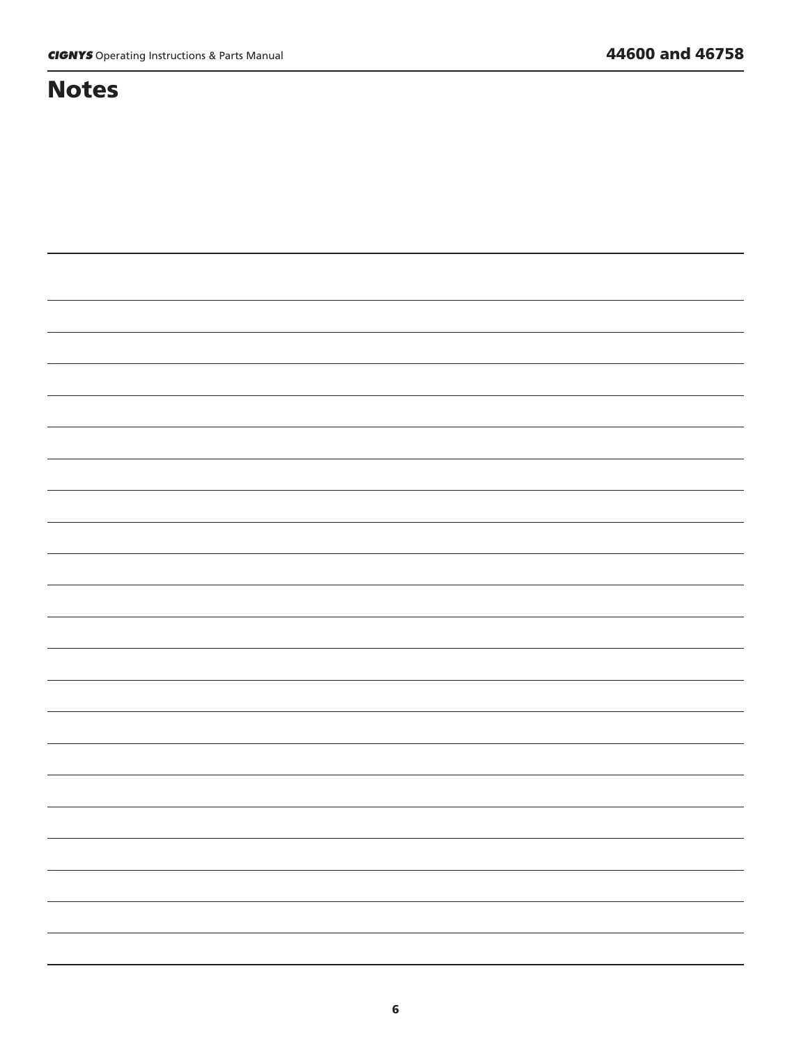# Notes